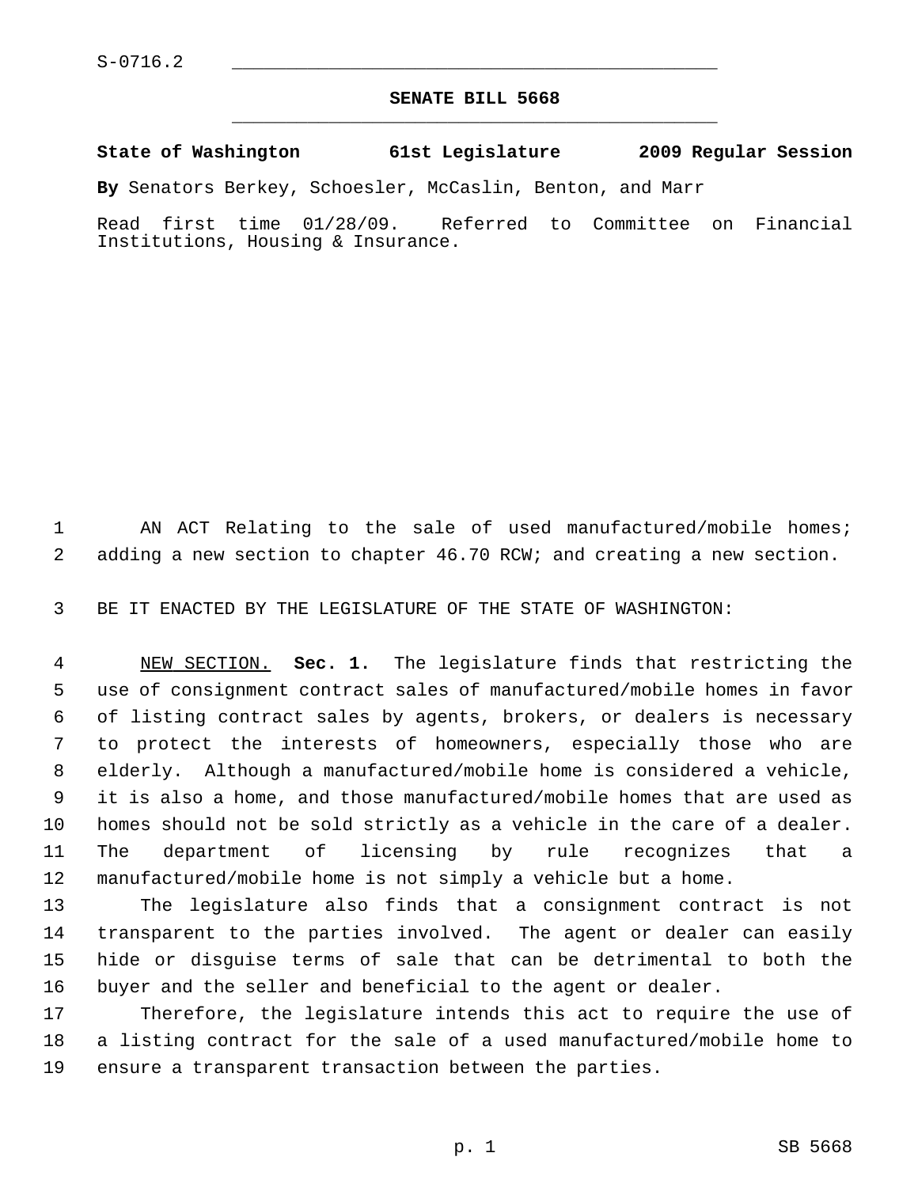S-0716.2

# SENATE BILL 5668

**State of Washington 61st Legislature 2009 Regular Session**

**By** Senators Berkey, Schoesler, McCaslin, Benton, and Marr

Read first time 01/28/09. Referred to Committee on Financial Institutions, Housing & Insurance.

AN ACT Relating to the sale of used manufactured/mobile homes; adding a new section to chapter 46.70 RCW; and creating a new section.

BE IT ENACTED BY THE LEGISLATURE OF THE STATE OF WASHINGTON:

NEW SECTION. **Sec. 1.** The legislature finds that restricting the use of consignment contract sales of manufactured/mobile homes in favor of listing contract sales by agents, brokers, or dealers is necessary to protect the interests of homeowners, especially those who are elderly. Although a manufactured/mobile home is considered a vehicle, it is also a home, and those manufactured/mobile homes that are used as homes should not be sold strictly as a vehicle in the care of a dealer. The department of licensing by rule recognizes that a manufactured/mobile home is not simply a vehicle but a home.

The legislature also finds that a consignment contract is not transparent to the parties involved. The agent or dealer can easily hide or disguise terms of sale that can be detrimental to both the buyer and the seller and beneficial to the agent or dealer.

Therefore, the legislature intends this act to require the use of a listing contract for the sale of a used manufactured/mobile home to ensure a transparent transaction between the parties.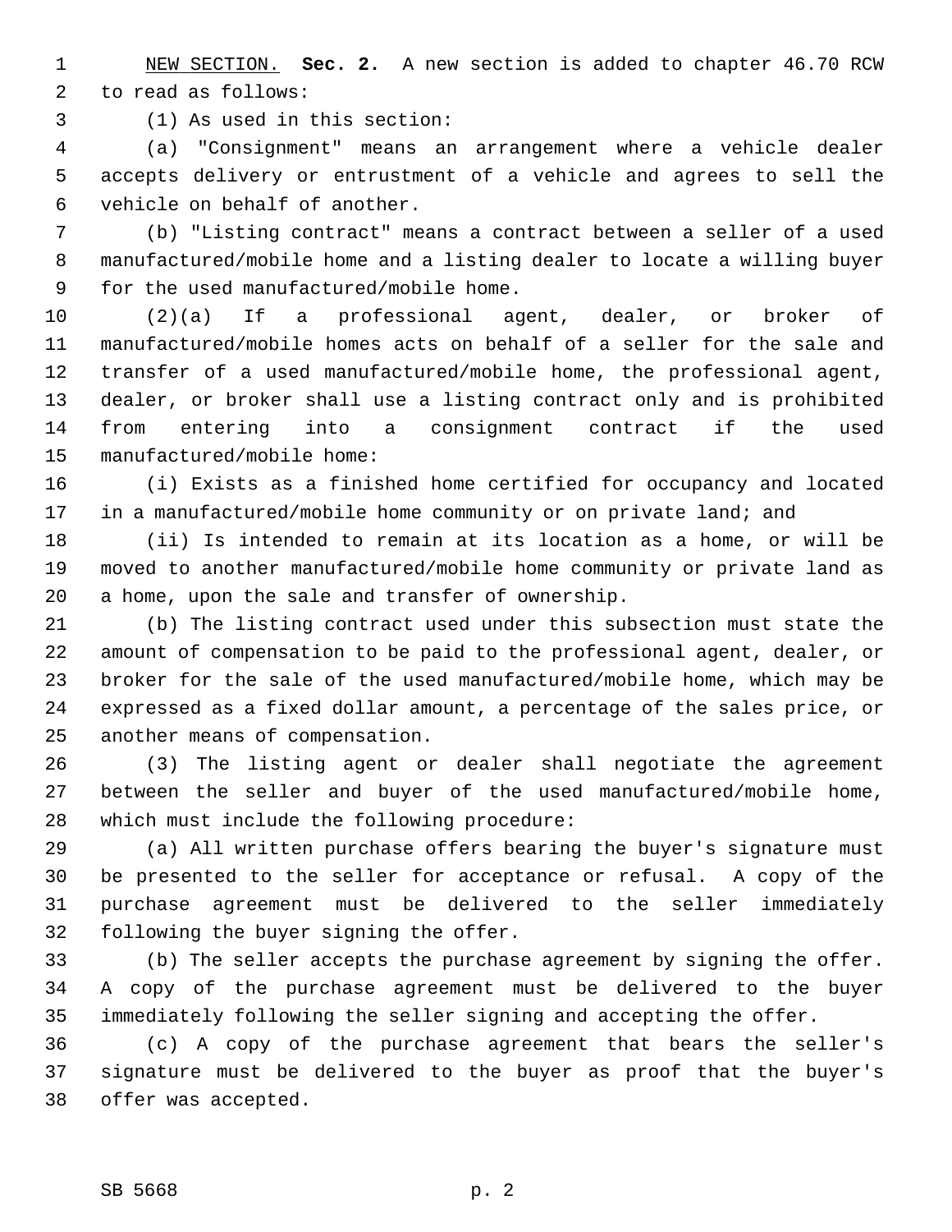NEW SECTION. **Sec. 2.** A new section is added to chapter 46.70 RCW to read as follows:

(1) As used in this section:

(a) "Consignment" means an arrangement where a vehicle dealer accepts delivery or entrustment of a vehicle and agrees to sell the vehicle on behalf of another.

(b) "Listing contract" means a contract between a seller of a used manufactured/mobile home and a listing dealer to locate a willing buyer for the used manufactured/mobile home.

(2)(a) If a professional agent, dealer, or broker of manufactured/mobile homes acts on behalf of a seller for the sale and transfer of a used manufactured/mobile home, the professional agent, dealer, or broker shall use a listing contract only and is prohibited from entering into a consignment contract if the used manufactured/mobile home:

(i) Exists as a finished home certified for occupancy and located in a manufactured/mobile home community or on private land; and

(ii) Is intended to remain at its location as a home, or will be moved to another manufactured/mobile home community or private land as a home, upon the sale and transfer of ownership.

(b) The listing contract used under this subsection must state the amount of compensation to be paid to the professional agent, dealer, or broker for the sale of the used manufactured/mobile home, which may be expressed as a fixed dollar amount, a percentage of the sales price, or another means of compensation.

(3) The listing agent or dealer shall negotiate the agreement between the seller and buyer of the used manufactured/mobile home, which must include the following procedure:

(a) All written purchase offers bearing the buyer's signature must be presented to the seller for acceptance or refusal. A copy of the purchase agreement must be delivered to the seller immediately following the buyer signing the offer.

(b) The seller accepts the purchase agreement by signing the offer. A copy of the purchase agreement must be delivered to the buyer immediately following the seller signing and accepting the offer.

(c) A copy of the purchase agreement that bears the seller's signature must be delivered to the buyer as proof that the buyer's offer was accepted.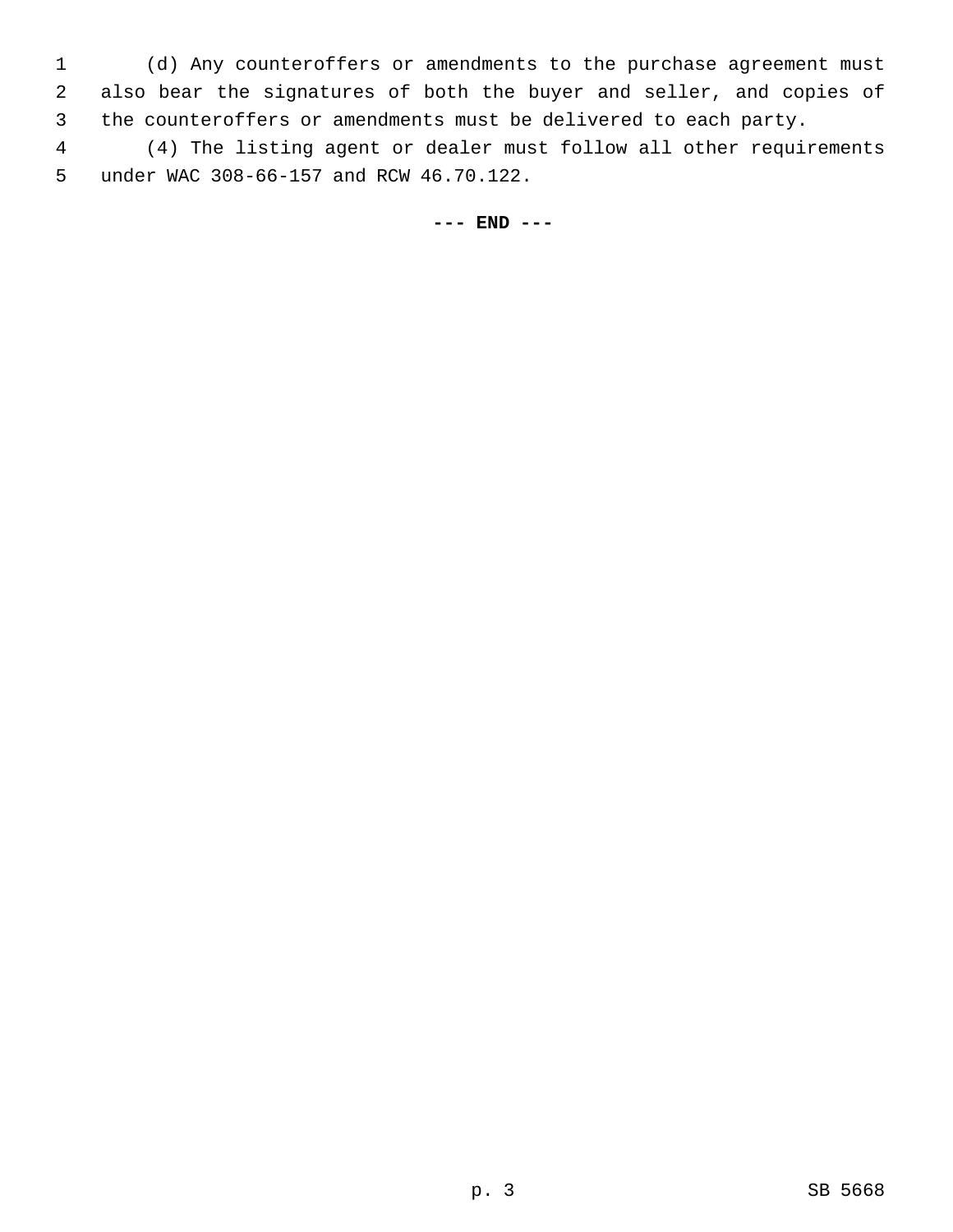(d) Any counteroffers or amendments to the purchase agreement must also bear the signatures of both the buyer and seller, and copies of the counteroffers or amendments must be delivered to each party.

(4) The listing agent or dealer must follow all other requirements under WAC 308-66-157 and RCW 46.70.122.

**--- END ---**